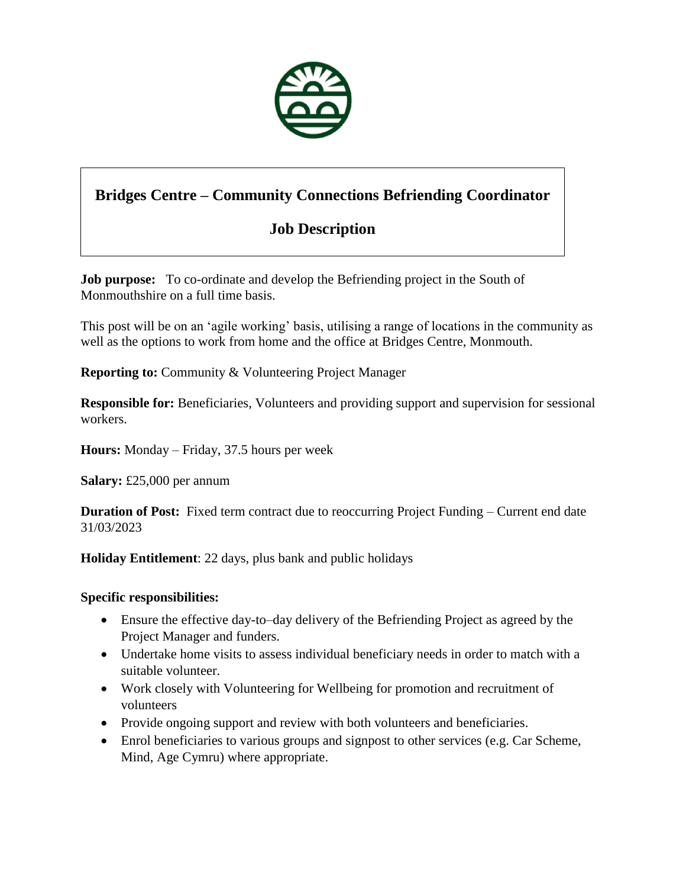# Bridges Centre – Community Connections Befriending Coordinator

## Job Description

**Job purpose:** To co-ordinate and develop the Befriending project in the South of Monmouthshire on a full time basis.

This post will be on an 'agile working' basis, utilising a range of locations in the community as well as the options to work from home and the office at Bridges Centre, Monmouth.

**Reporting to:** Community & Volunteering Project Manager

**Responsible for:** Beneficiaries, Volunteers and providing support and supervision for sessional workers.

**Hours:** Monday – Friday, 37.5 hours per week

**Salary:** £25,000 per annum

**Duration of Post:** Fixed term contract due to reoccurring Project Funding – Current end date 31/03/2023

**Holiday Entitlement**: 22 days, plus bank and public holidays

**Specific responsibilities:**

- Ensure the effective day-to–day delivery of the Befriending Project as agreed by the Project Manager and funders.
- Undertake home visits to assess individual beneficiary needs in order to match with a suitable volunteer.
- Work closely with Volunteering for Wellbeing for promotion and recruitment of volunteers
- Provide ongoing support and review with both volunteers and beneficiaries.
- Enrol beneficiaries to various groups and signpost to other services (e.g. Car Scheme, Mind, Age Cymru) where appropriate.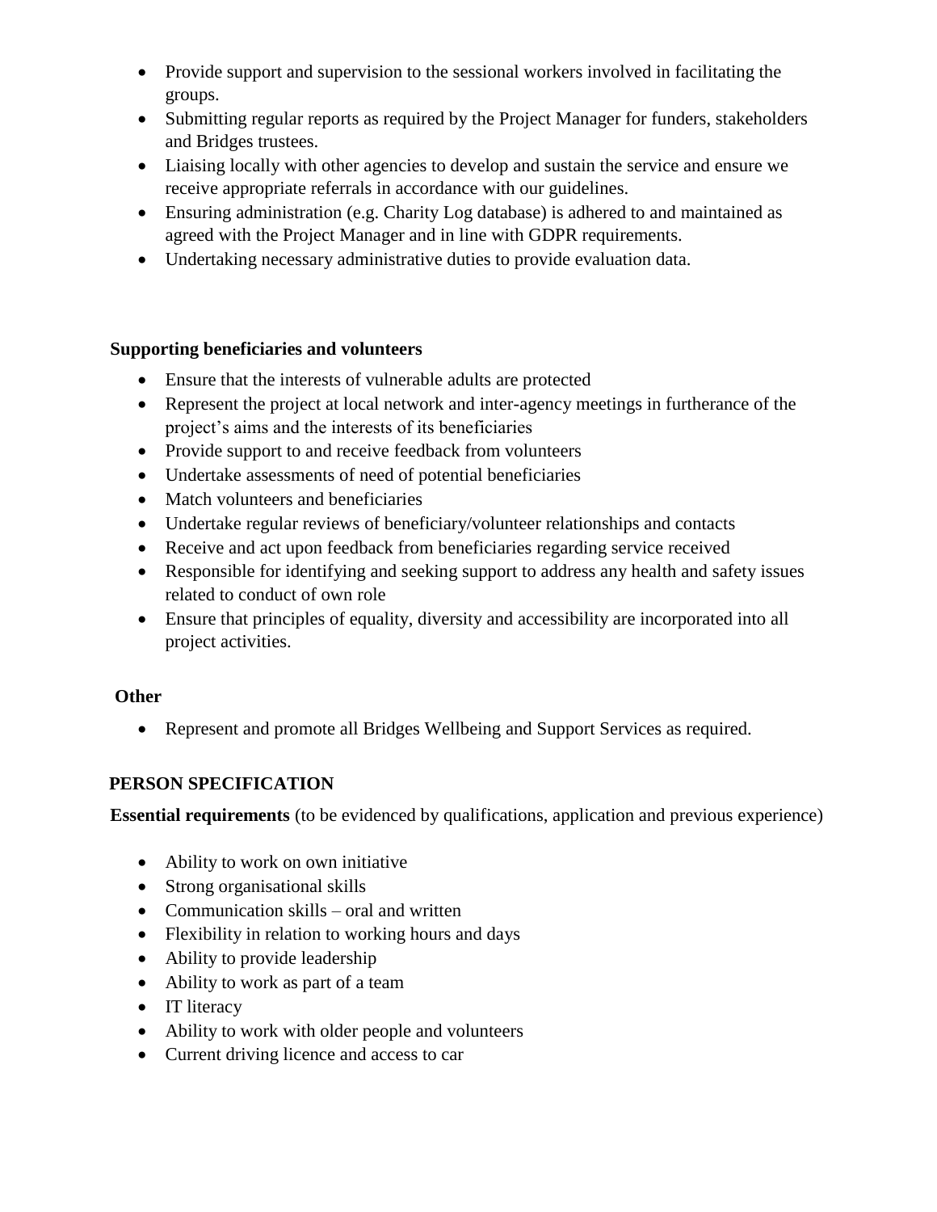- Provide support and supervision to the sessional workers involved in facilitating the groups.
- Submitting regular reports as required by the Project Manager for funders, stakeholders and Bridges trustees.
- Liaising locally with other agencies to develop and sustain the service and ensure we receive appropriate referrals in accordance with our guidelines.
- Ensuring administration (e.g. Charity Log database) is adhered to and maintained as agreed with the Project Manager and in line with GDPR requirements.
- Undertaking necessary administrative duties to provide evaluation data.

**Supporting beneficiaries and volunteers**

- Ensure that the interests of vulnerable adults are protected
- Represent the project at local network and inter-agency meetings in furtherance of the project's aims and the interests of its beneficiaries
- Provide support to and receive feedback from volunteers
- Undertake assessments of need of potential beneficiaries
- Match volunteers and beneficiaries
- Undertake regular reviews of beneficiary/volunteer relationships and contacts
- Receive and act upon feedback from beneficiaries regarding service received
- Responsible for identifying and seeking support to address any health and safety issues related to conduct of own role
- Ensure that principles of equality, diversity and accessibility are incorporated into all project activities.

**Other**

- Represent and promote all Bridges Wellbeing and Support Services as required.

**PERSON SPECIFICATION**

**Essential requirements** (to be evidenced by qualifications, application and previous experience)

- Ability to work on own initiative
- Strong organisational skills
- Communication skills – oral and written
- Flexibility in relation to working hours and days
- Ability to provide leadership
- Ability to work as part of a team
- IT literacy
- Ability to work with older people and volunteers
- Current driving licence and access to car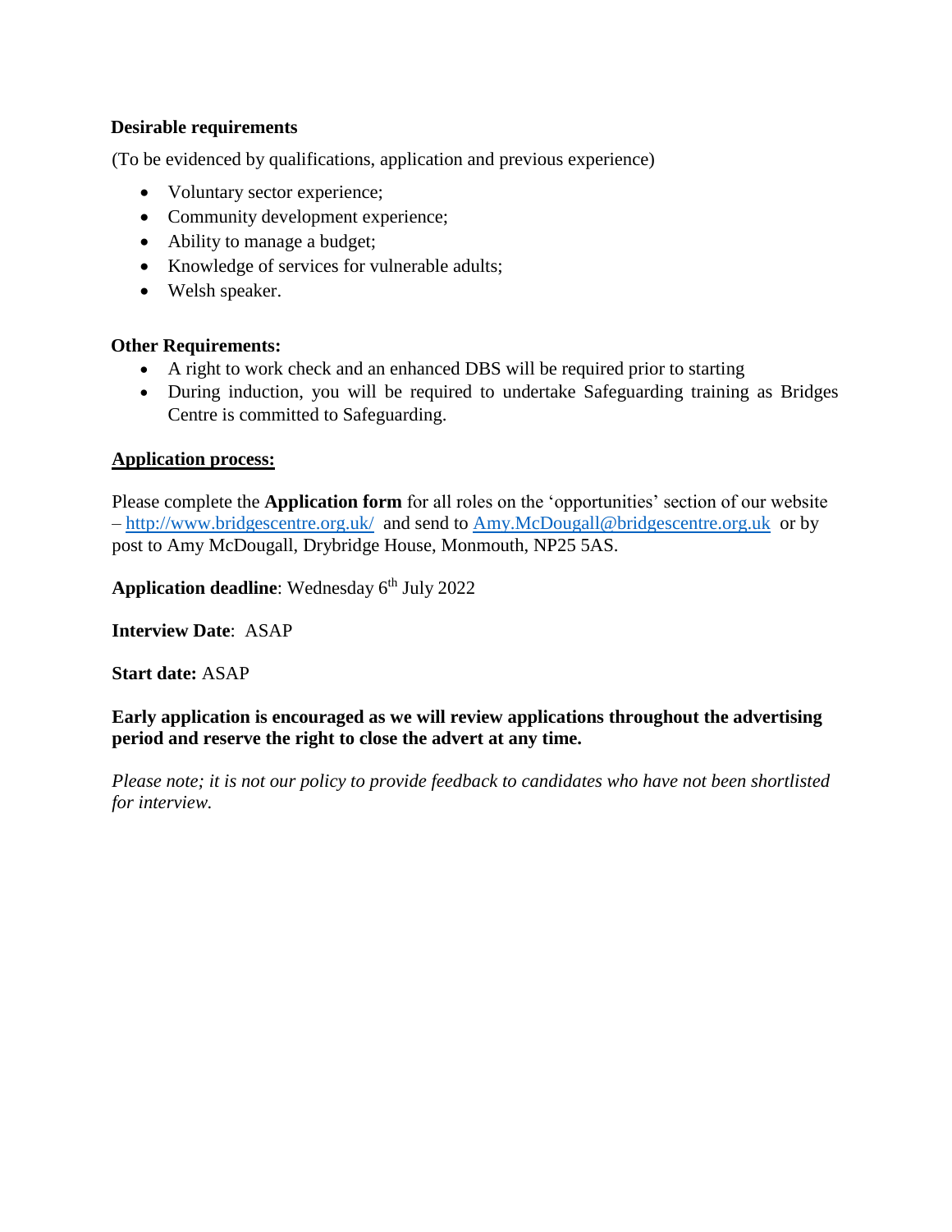**Desirable requirements**

(To be evidenced by qualifications, application and previous experience)

- Voluntary sector experience;
- Community development experience;
- Ability to manage a budget;
- Knowledge of services for vulnerable adults;
- Welsh speaker.

**Other Requirements:**

- A right to work check and an enhanced DBS will be required prior to starting
- During induction, you will be required to undertake Safeguarding training as Bridges Centre is committed to Safeguarding.

**Application process:**

Please complete the **Application form** for all roles on the 'opportunities' section of our website – http://www.bridgescentre.org.uk/ and send to Amy.McDougall@bridgescentre.org.uk or by post to Amy McDougall, Drybridge House, Monmouth, NP25 5AS.

**Application deadline**: Wednesday 6th July 2022

**Interview Date**: ASAP

**Start date:** ASAP

**Early application is encouraged as we will review applications throughout the advertising period and reserve the right to close the advert at any time.**

*Please note; it is not our policy to provide feedback to candidates who have not been shortlisted for interview.*